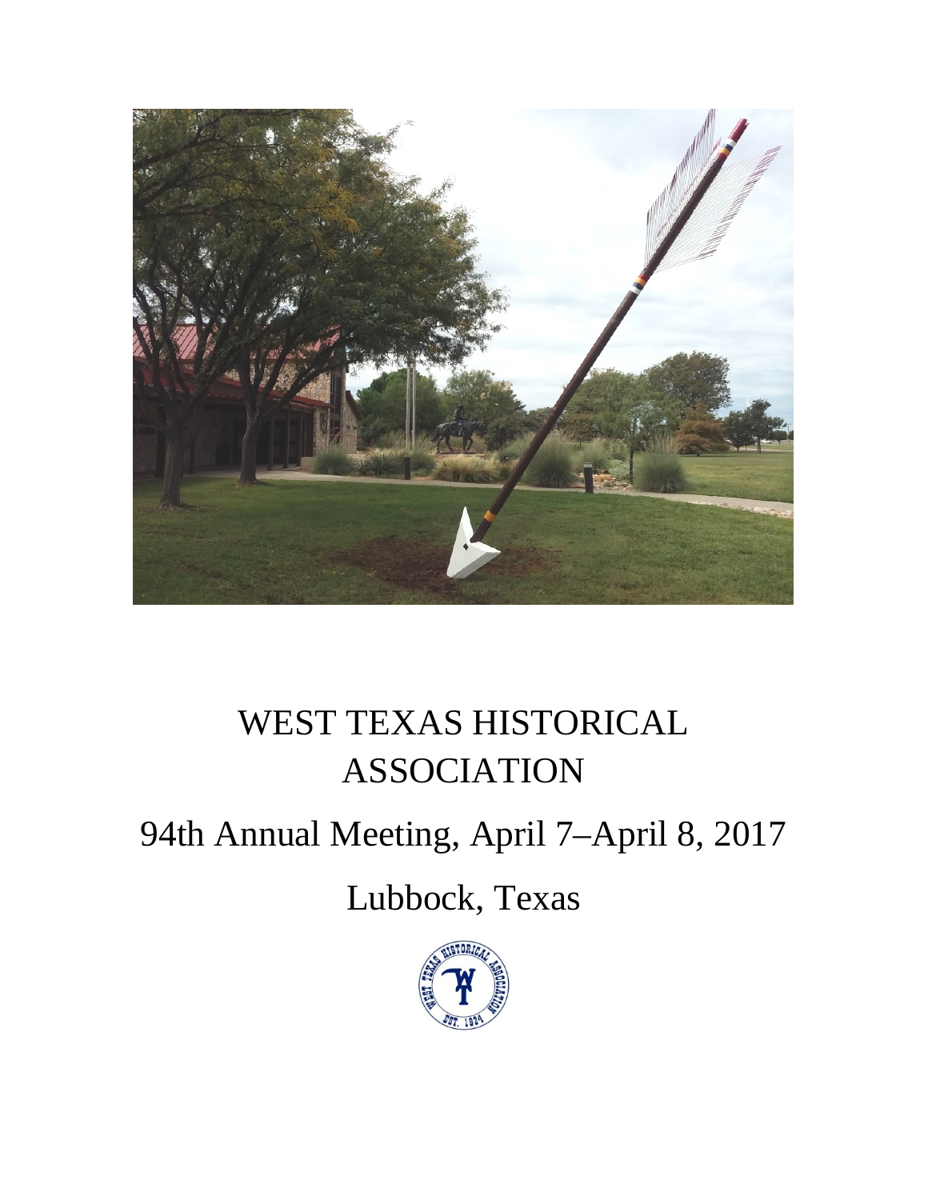# WEST TEXAS HISTORICAL ASSOCIATION

## 94th Annual Meeting, April 7–April 8, 2017

## Lubbock, Texas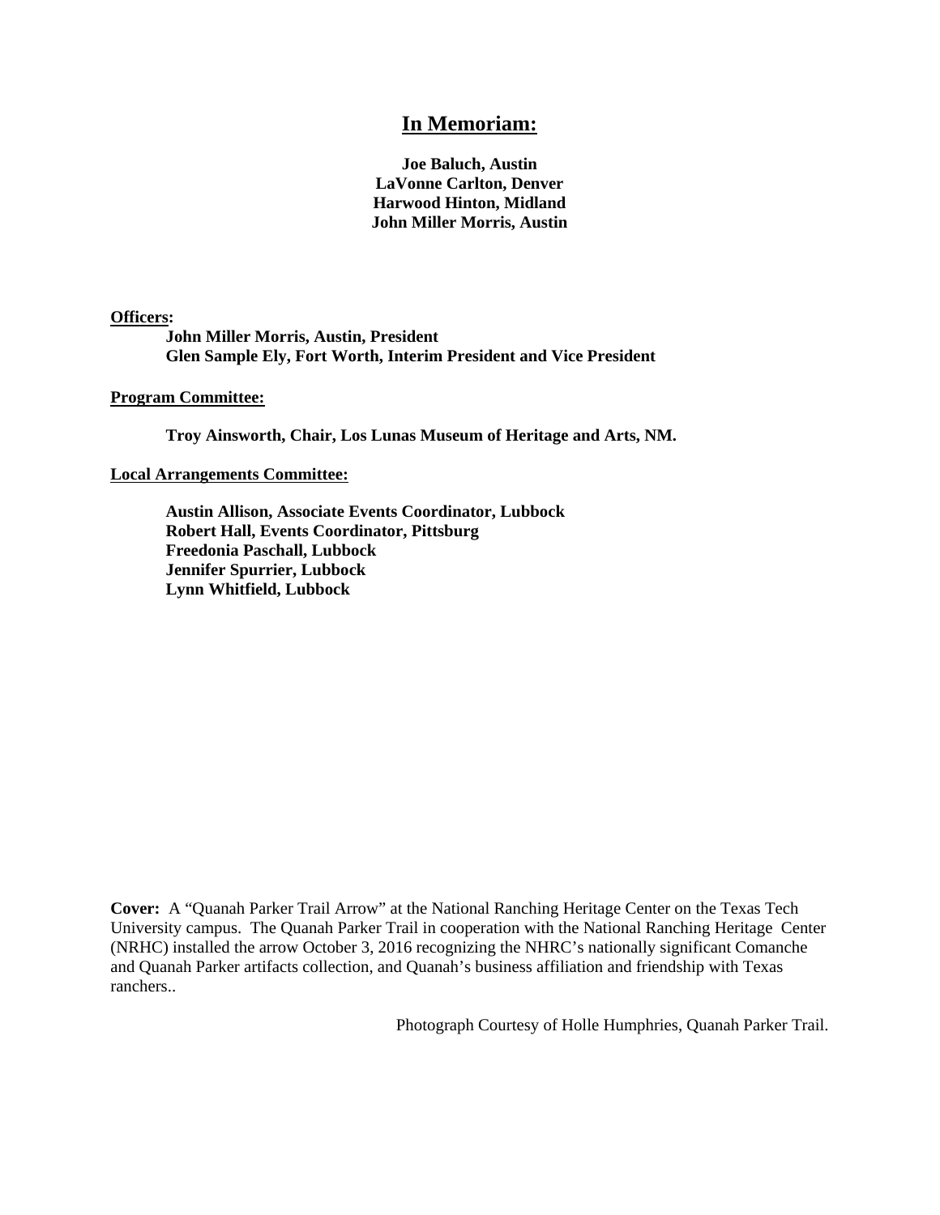## In Memoriam:

**Joe Baluch, Austin**
**LaVonne Carlton, Denver**
**Harwood Hinton, Midland**
**John Miller Morris, Austin**

**Officers:**

**John Miller Morris, Austin, President**
**Glen Sample Ely, Fort Worth, Interim President and Vice President**

**Program Committee:**

**Troy Ainsworth, Chair, Los Lunas Museum of Heritage and Arts, NM.**

**Local Arrangements Committee:**

**Austin Allison, Associate Events Coordinator, Lubbock**
**Robert Hall, Events Coordinator, Pittsburg**
**Freedonia Paschall, Lubbock**
**Jennifer Spurrier, Lubbock**
**Lynn Whitfield, Lubbock**

**Cover:** A "Quanah Parker Trail Arrow" at the National Ranching Heritage Center on the Texas Tech University campus. The Quanah Parker Trail in cooperation with the National Ranching Heritage Center (NRHC) installed the arrow October 3, 2016 recognizing the NHRC's nationally significant Comanche and Quanah Parker artifacts collection, and Quanah's business affiliation and friendship with Texas ranchers..

Photograph Courtesy of Holle Humphries, Quanah Parker Trail.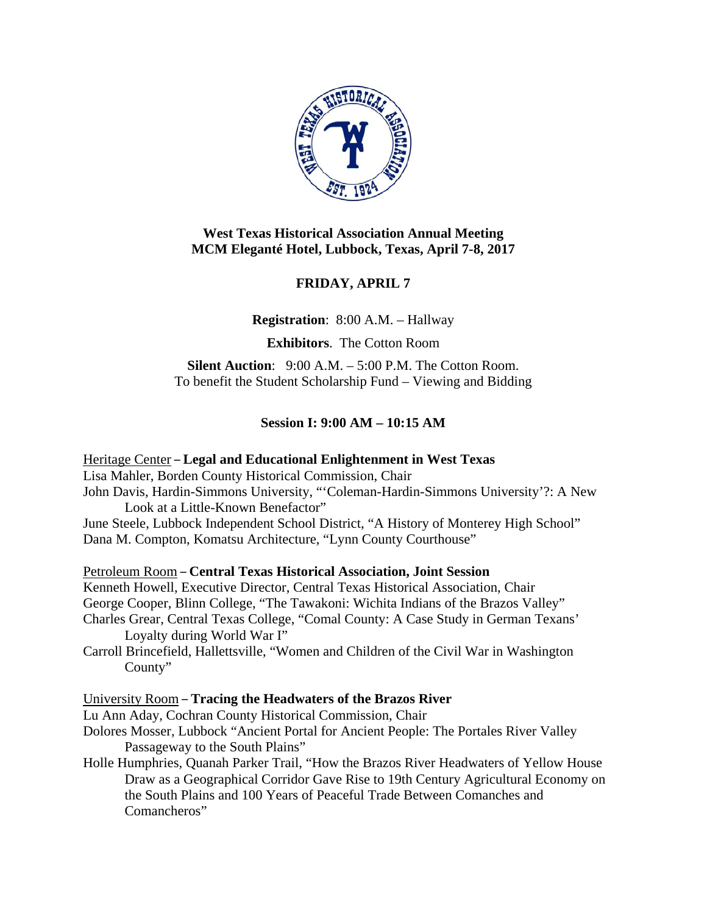**West Texas Historical Association Annual Meeting**
**MCM Eleganté Hotel, Lubbock, Texas, April 7-8, 2017**

## FRIDAY, APRIL 7

**Registration**: 8:00 A.M. – Hallway

**Exhibitors**. The Cotton Room

**Silent Auction**: 9:00 A.M. – 5:00 P.M. The Cotton Room.
To benefit the Student Scholarship Fund – Viewing and Bidding

### Session I: 9:00 AM – 10:15 AM

Heritage Center – **Legal and Educational Enlightenment in West Texas**
Lisa Mahler, Borden County Historical Commission, Chair
John Davis, Hardin-Simmons University, "'Coleman-Hardin-Simmons University'?: A New Look at a Little-Known Benefactor"
June Steele, Lubbock Independent School District, "A History of Monterey High School"
Dana M. Compton, Komatsu Architecture, "Lynn County Courthouse"

Petroleum Room – **Central Texas Historical Association, Joint Session**
Kenneth Howell, Executive Director, Central Texas Historical Association, Chair
George Cooper, Blinn College, "The Tawakoni: Wichita Indians of the Brazos Valley"
Charles Grear, Central Texas College, "Comal County: A Case Study in German Texans' Loyalty during World War I"
Carroll Brincefield, Hallettsville, "Women and Children of the Civil War in Washington County"

University Room – **Tracing the Headwaters of the Brazos River**
Lu Ann Aday, Cochran County Historical Commission, Chair
Dolores Mosser, Lubbock "Ancient Portal for Ancient People: The Portales River Valley Passageway to the South Plains"
Holle Humphries, Quanah Parker Trail, "How the Brazos River Headwaters of Yellow House Draw as a Geographical Corridor Gave Rise to 19th Century Agricultural Economy on the South Plains and 100 Years of Peaceful Trade Between Comanches and Comancheros"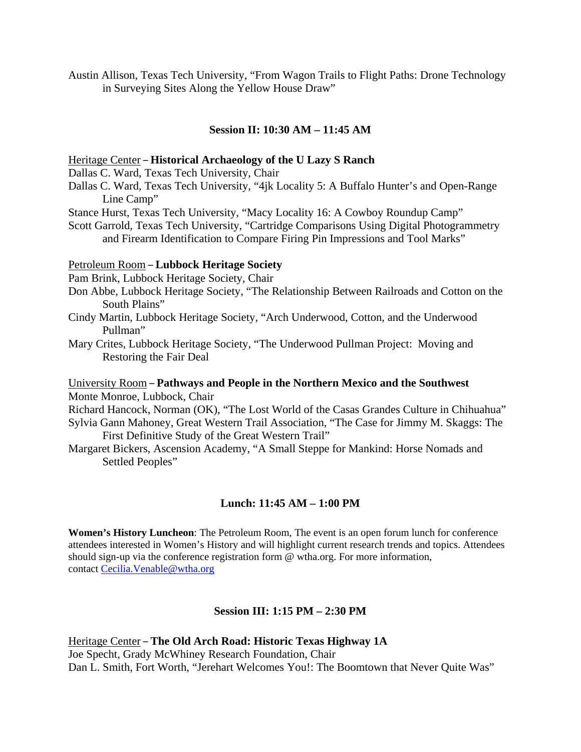Austin Allison, Texas Tech University, “From Wagon Trails to Flight Paths: Drone Technology in Surveying Sites Along the Yellow House Draw”

**Session II: 10:30 AM – 11:45 AM**

Heritage Center – **Historical Archaeology of the U Lazy S Ranch**

Dallas C. Ward, Texas Tech University, Chair

Dallas C. Ward, Texas Tech University, “4jk Locality 5: A Buffalo Hunter’s and Open-Range Line Camp”

Stance Hurst, Texas Tech University, “Macy Locality 16: A Cowboy Roundup Camp”

Scott Garrold, Texas Tech University, “Cartridge Comparisons Using Digital Photogrammetry and Firearm Identification to Compare Firing Pin Impressions and Tool Marks”

Petroleum Room – **Lubbock Heritage Society**

Pam Brink, Lubbock Heritage Society, Chair

Don Abbe, Lubbock Heritage Society, “The Relationship Between Railroads and Cotton on the South Plains”

Cindy Martin, Lubbock Heritage Society, “Arch Underwood, Cotton, and the Underwood Pullman”

Mary Crites, Lubbock Heritage Society, “The Underwood Pullman Project: Moving and Restoring the Fair Deal

University Room – **Pathways and People in the Northern Mexico and the Southwest**

Monte Monroe, Lubbock, Chair

Richard Hancock, Norman (OK), “The Lost World of the Casas Grandes Culture in Chihuahua”

Sylvia Gann Mahoney, Great Western Trail Association, “The Case for Jimmy M. Skaggs: The First Definitive Study of the Great Western Trail”

Margaret Bickers, Ascension Academy, “A Small Steppe for Mankind: Horse Nomads and Settled Peoples”

**Lunch: 11:45 AM – 1:00 PM**

**Women’s History Luncheon**: The Petroleum Room, The event is an open forum lunch for conference attendees interested in Women’s History and will highlight current research trends and topics. Attendees should sign-up via the conference registration form @ wtha.org. For more information, contact Cecilia.Venable@wtha.org

**Session III: 1:15 PM – 2:30 PM**

Heritage Center – **The Old Arch Road: Historic Texas Highway 1A**

Joe Specht, Grady McWhiney Research Foundation, Chair

Dan L. Smith, Fort Worth, “Jerehart Welcomes You!: The Boomtown that Never Quite Was”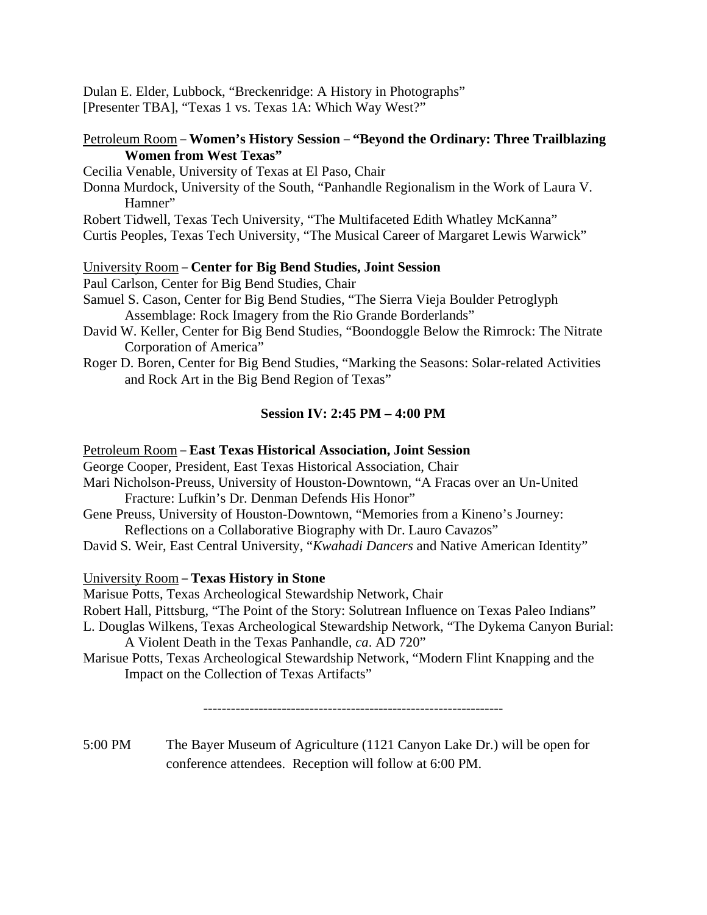Dulan E. Elder, Lubbock, "Breckenridge: A History in Photographs"
[Presenter TBA], "Texas 1 vs. Texas 1A: Which Way West?"

Petroleum Room – **Women's History Session – "Beyond the Ordinary: Three Trailblazing Women from West Texas"**

Cecilia Venable, University of Texas at El Paso, Chair
Donna Murdock, University of the South, "Panhandle Regionalism in the Work of Laura V. Hamner"
Robert Tidwell, Texas Tech University, "The Multifaceted Edith Whatley McKanna"
Curtis Peoples, Texas Tech University, "The Musical Career of Margaret Lewis Warwick"

University Room – **Center for Big Bend Studies, Joint Session**

Paul Carlson, Center for Big Bend Studies, Chair
Samuel S. Cason, Center for Big Bend Studies, "The Sierra Vieja Boulder Petroglyph Assemblage: Rock Imagery from the Rio Grande Borderlands"
David W. Keller, Center for Big Bend Studies, "Boondoggle Below the Rimrock: The Nitrate Corporation of America"
Roger D. Boren, Center for Big Bend Studies, "Marking the Seasons: Solar-related Activities and Rock Art in the Big Bend Region of Texas"

**Session IV: 2:45 PM – 4:00 PM**

Petroleum Room – **East Texas Historical Association, Joint Session**

George Cooper, President, East Texas Historical Association, Chair
Mari Nicholson-Preuss, University of Houston-Downtown, "A Fracas over an Un-United Fracture: Lufkin's Dr. Denman Defends His Honor"
Gene Preuss, University of Houston-Downtown, "Memories from a Kineno's Journey: Reflections on a Collaborative Biography with Dr. Lauro Cavazos"
David S. Weir, East Central University, "*Kwahadi Dancers* and Native American Identity"

University Room – **Texas History in Stone**

Marisue Potts, Texas Archeological Stewardship Network, Chair
Robert Hall, Pittsburg, "The Point of the Story: Solutrean Influence on Texas Paleo Indians"
L. Douglas Wilkens, Texas Archeological Stewardship Network, "The Dykema Canyon Burial: A Violent Death in the Texas Panhandle, *ca*. AD 720"
Marisue Potts, Texas Archeological Stewardship Network, "Modern Flint Knapping and the Impact on the Collection of Texas Artifacts"

---

5:00 PM The Bayer Museum of Agriculture (1121 Canyon Lake Dr.) will be open for conference attendees. Reception will follow at 6:00 PM.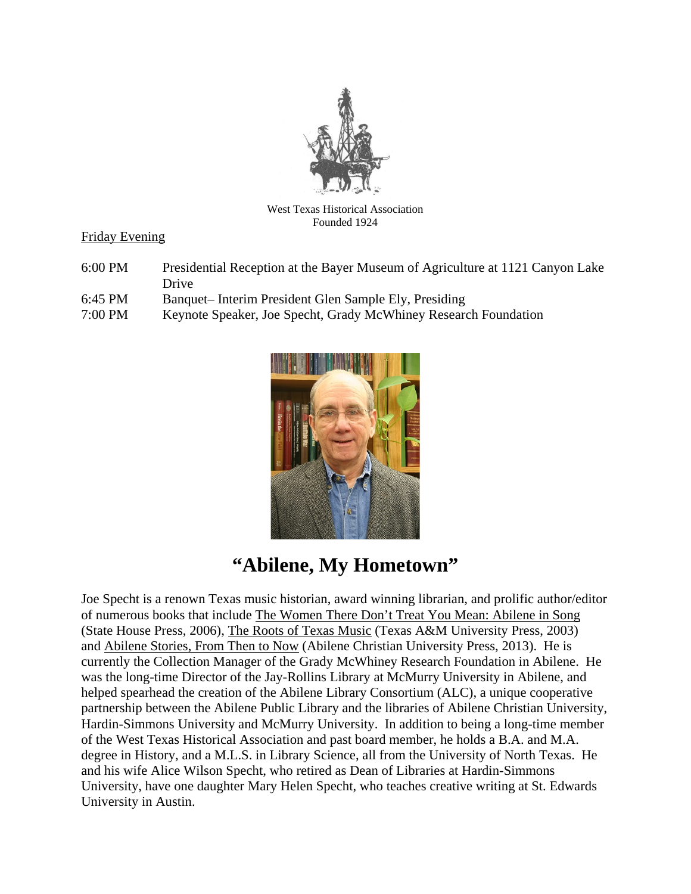West Texas Historical Association
Founded 1924

Friday Evening

| | |
|---|---|
| 6:00 PM | Presidential Reception at the Bayer Museum of Agriculture at 1121 Canyon Lake Drive |
| 6:45 PM | Banquet– Interim President Glen Sample Ely, Presiding |
| 7:00 PM | Keynote Speaker, Joe Specht, Grady McWhiney Research Foundation |

# "Abilene, My Hometown"

Joe Specht is a renown Texas music historian, award winning librarian, and prolific author/editor of numerous books that include The Women There Don't Treat You Mean: Abilene in Song (State House Press, 2006), The Roots of Texas Music (Texas A&M University Press, 2003) and Abilene Stories, From Then to Now (Abilene Christian University Press, 2013). He is currently the Collection Manager of the Grady McWhiney Research Foundation in Abilene. He was the long-time Director of the Jay-Rollins Library at McMurry University in Abilene, and helped spearhead the creation of the Abilene Library Consortium (ALC), a unique cooperative partnership between the Abilene Public Library and the libraries of Abilene Christian University, Hardin-Simmons University and McMurry University. In addition to being a long-time member of the West Texas Historical Association and past board member, he holds a B.A. and M.A. degree in History, and a M.L.S. in Library Science, all from the University of North Texas. He and his wife Alice Wilson Specht, who retired as Dean of Libraries at Hardin-Simmons University, have one daughter Mary Helen Specht, who teaches creative writing at St. Edwards University in Austin.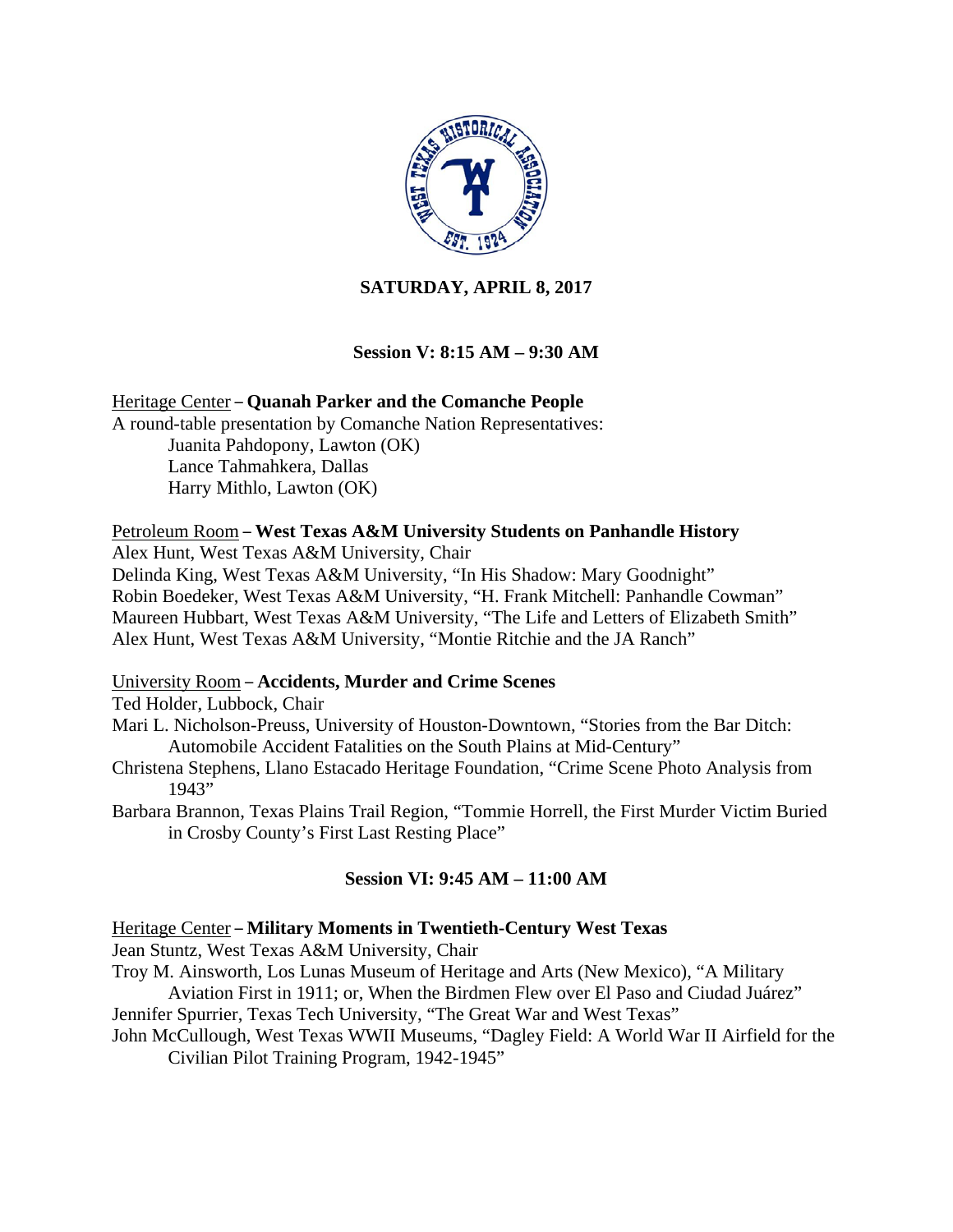## SATURDAY, APRIL 8, 2017

### Session V: 8:15 AM – 9:30 AM

Heritage Center – **Quanah Parker and the Comanche People**
A round-table presentation by Comanche Nation Representatives:
Juanita Pahdopony, Lawton (OK)
Lance Tahmahkera, Dallas
Harry Mithlo, Lawton (OK)

Petroleum Room – **West Texas A&M University Students on Panhandle History**
Alex Hunt, West Texas A&M University, Chair
Delinda King, West Texas A&M University, "In His Shadow: Mary Goodnight"
Robin Boedeker, West Texas A&M University, "H. Frank Mitchell: Panhandle Cowman"
Maureen Hubbart, West Texas A&M University, "The Life and Letters of Elizabeth Smith"
Alex Hunt, West Texas A&M University, "Montie Ritchie and the JA Ranch"

University Room – **Accidents, Murder and Crime Scenes**
Ted Holder, Lubbock, Chair
Mari L. Nicholson-Preuss, University of Houston-Downtown, "Stories from the Bar Ditch: Automobile Accident Fatalities on the South Plains at Mid-Century"
Christena Stephens, Llano Estacado Heritage Foundation, "Crime Scene Photo Analysis from 1943"
Barbara Brannon, Texas Plains Trail Region, "Tommie Horrell, the First Murder Victim Buried in Crosby County's First Last Resting Place"

### Session VI: 9:45 AM – 11:00 AM

Heritage Center – **Military Moments in Twentieth-Century West Texas**
Jean Stuntz, West Texas A&M University, Chair
Troy M. Ainsworth, Los Lunas Museum of Heritage and Arts (New Mexico), "A Military Aviation First in 1911; or, When the Birdmen Flew over El Paso and Ciudad Juárez"
Jennifer Spurrier, Texas Tech University, "The Great War and West Texas"
John McCullough, West Texas WWII Museums, "Dagley Field: A World War II Airfield for the Civilian Pilot Training Program, 1942-1945"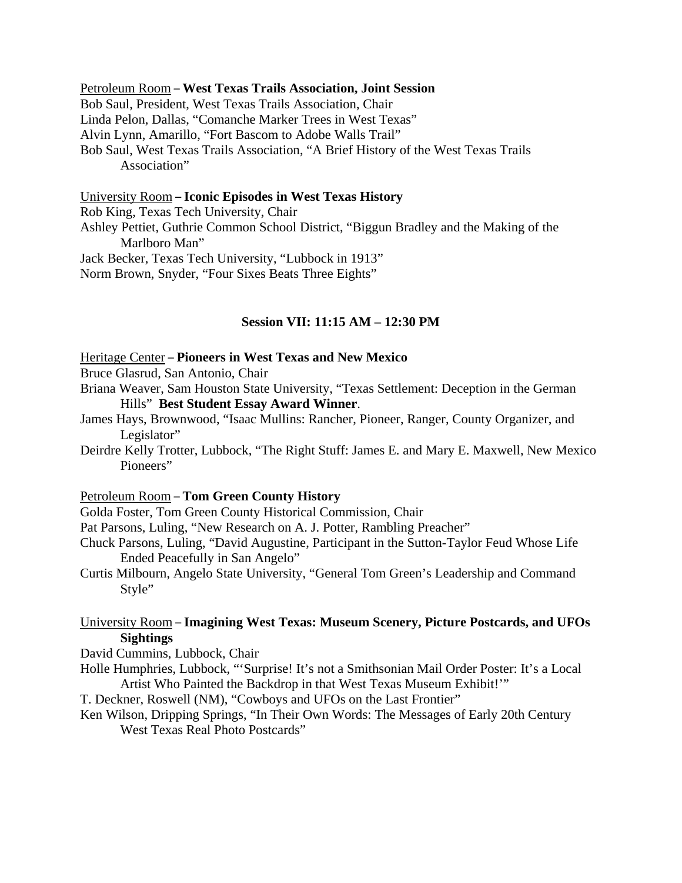Petroleum Room – **West Texas Trails Association, Joint Session**

Bob Saul, President, West Texas Trails Association, Chair
Linda Pelon, Dallas, "Comanche Marker Trees in West Texas"
Alvin Lynn, Amarillo, "Fort Bascom to Adobe Walls Trail"
Bob Saul, West Texas Trails Association, "A Brief History of the West Texas Trails Association"

University Room – **Iconic Episodes in West Texas History**

Rob King, Texas Tech University, Chair
Ashley Pettiet, Guthrie Common School District, "Biggun Bradley and the Making of the Marlboro Man"
Jack Becker, Texas Tech University, "Lubbock in 1913"
Norm Brown, Snyder, "Four Sixes Beats Three Eights"

## Session VII: 11:15 AM – 12:30 PM

Heritage Center – **Pioneers in West Texas and New Mexico**

Bruce Glasrud, San Antonio, Chair
Briana Weaver, Sam Houston State University, "Texas Settlement: Deception in the German Hills" **Best Student Essay Award Winner**.
James Hays, Brownwood, "Isaac Mullins: Rancher, Pioneer, Ranger, County Organizer, and Legislator"
Deirdre Kelly Trotter, Lubbock, "The Right Stuff: James E. and Mary E. Maxwell, New Mexico Pioneers"

Petroleum Room – **Tom Green County History**

Golda Foster, Tom Green County Historical Commission, Chair
Pat Parsons, Luling, "New Research on A. J. Potter, Rambling Preacher"
Chuck Parsons, Luling, "David Augustine, Participant in the Sutton-Taylor Feud Whose Life Ended Peacefully in San Angelo"
Curtis Milbourn, Angelo State University, "General Tom Green's Leadership and Command Style"

University Room – **Imagining West Texas: Museum Scenery, Picture Postcards, and UFOs Sightings**

David Cummins, Lubbock, Chair
Holle Humphries, Lubbock, "'Surprise! It's not a Smithsonian Mail Order Poster: It's a Local Artist Who Painted the Backdrop in that West Texas Museum Exhibit!'"
T. Deckner, Roswell (NM), "Cowboys and UFOs on the Last Frontier"
Ken Wilson, Dripping Springs, "In Their Own Words: The Messages of Early 20th Century West Texas Real Photo Postcards"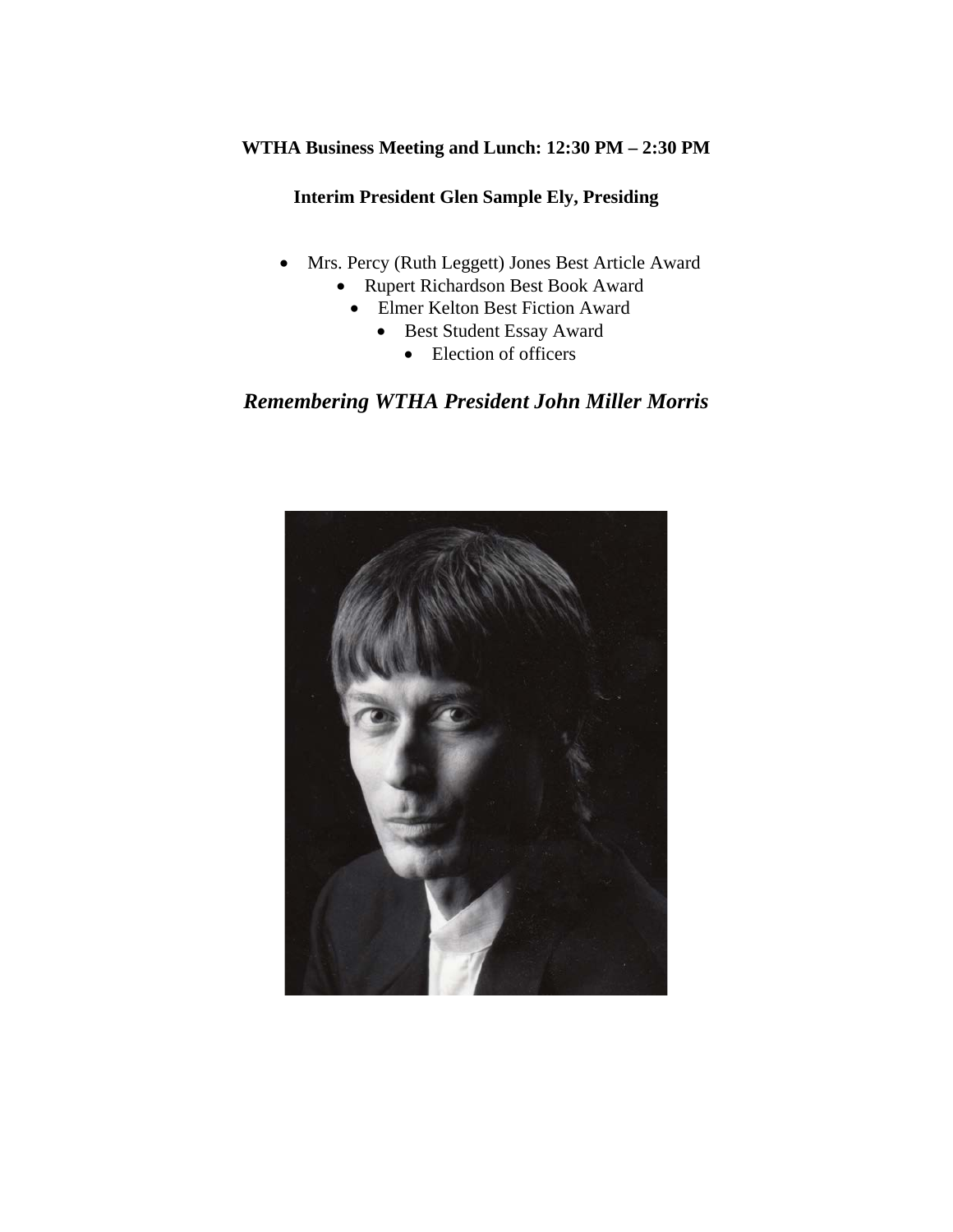**WTHA Business Meeting and Lunch: 12:30 PM – 2:30 PM**

**Interim President Glen Sample Ely, Presiding**

- Mrs. Percy (Ruth Leggett) Jones Best Article Award
- Rupert Richardson Best Book Award
- Elmer Kelton Best Fiction Award
- Best Student Essay Award
- Election of officers

## ***Remembering WTHA President John Miller Morris***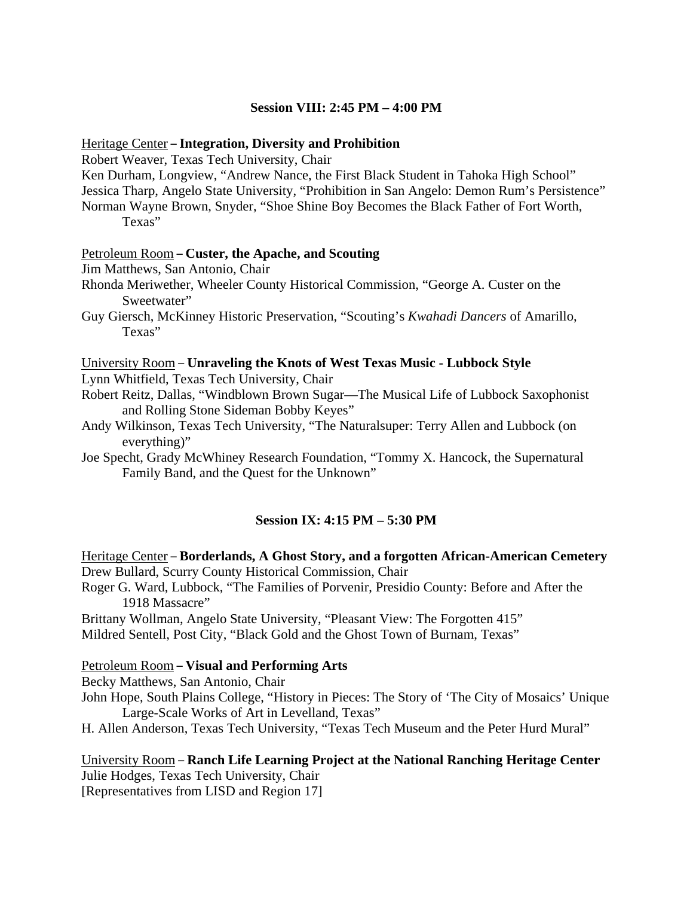## Session VIII: 2:45 PM – 4:00 PM

Heritage Center – **Integration, Diversity and Prohibition**

Robert Weaver, Texas Tech University, Chair
Ken Durham, Longview, "Andrew Nance, the First Black Student in Tahoka High School"
Jessica Tharp, Angelo State University, "Prohibition in San Angelo: Demon Rum's Persistence"
Norman Wayne Brown, Snyder, "Shoe Shine Boy Becomes the Black Father of Fort Worth, Texas"

Petroleum Room – **Custer, the Apache, and Scouting**

Jim Matthews, San Antonio, Chair
Rhonda Meriwether, Wheeler County Historical Commission, "George A. Custer on the Sweetwater"
Guy Giersch, McKinney Historic Preservation, "Scouting's *Kwahadi Dancers* of Amarillo, Texas"

University Room – **Unraveling the Knots of West Texas Music - Lubbock Style**

Lynn Whitfield, Texas Tech University, Chair
Robert Reitz, Dallas, "Windblown Brown Sugar—The Musical Life of Lubbock Saxophonist and Rolling Stone Sideman Bobby Keyes"
Andy Wilkinson, Texas Tech University, "The Naturalsuper: Terry Allen and Lubbock (on everything)"
Joe Specht, Grady McWhiney Research Foundation, "Tommy X. Hancock, the Supernatural Family Band, and the Quest for the Unknown"

## Session IX: 4:15 PM – 5:30 PM

Heritage Center – **Borderlands, A Ghost Story, and a forgotten African-American Cemetery**

Drew Bullard, Scurry County Historical Commission, Chair
Roger G. Ward, Lubbock, "The Families of Porvenir, Presidio County: Before and After the 1918 Massacre"
Brittany Wollman, Angelo State University, "Pleasant View: The Forgotten 415"
Mildred Sentell, Post City, "Black Gold and the Ghost Town of Burnam, Texas"

Petroleum Room – **Visual and Performing Arts**

Becky Matthews, San Antonio, Chair
John Hope, South Plains College, "History in Pieces: The Story of 'The City of Mosaics' Unique Large-Scale Works of Art in Levelland, Texas"
H. Allen Anderson, Texas Tech University, "Texas Tech Museum and the Peter Hurd Mural"

University Room – **Ranch Life Learning Project at the National Ranching Heritage Center**

Julie Hodges, Texas Tech University, Chair
[Representatives from LISD and Region 17]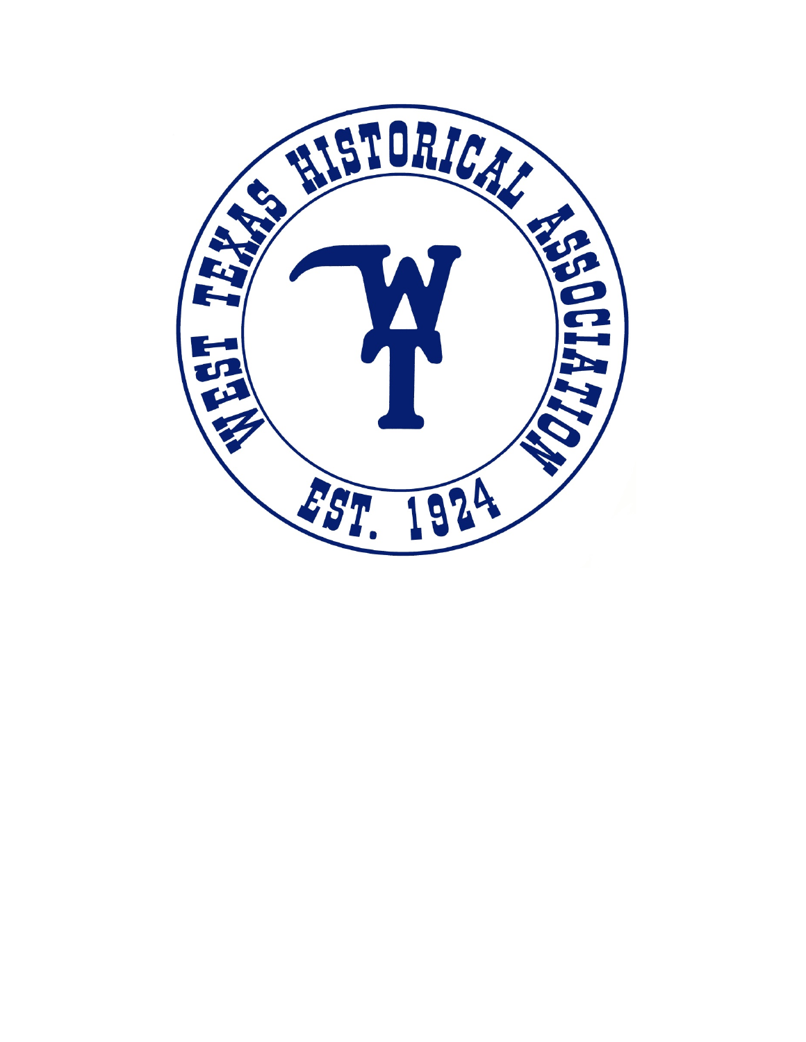WEST TEXAS HISTORICAL ASSOCIATION

WT

EST. 1924